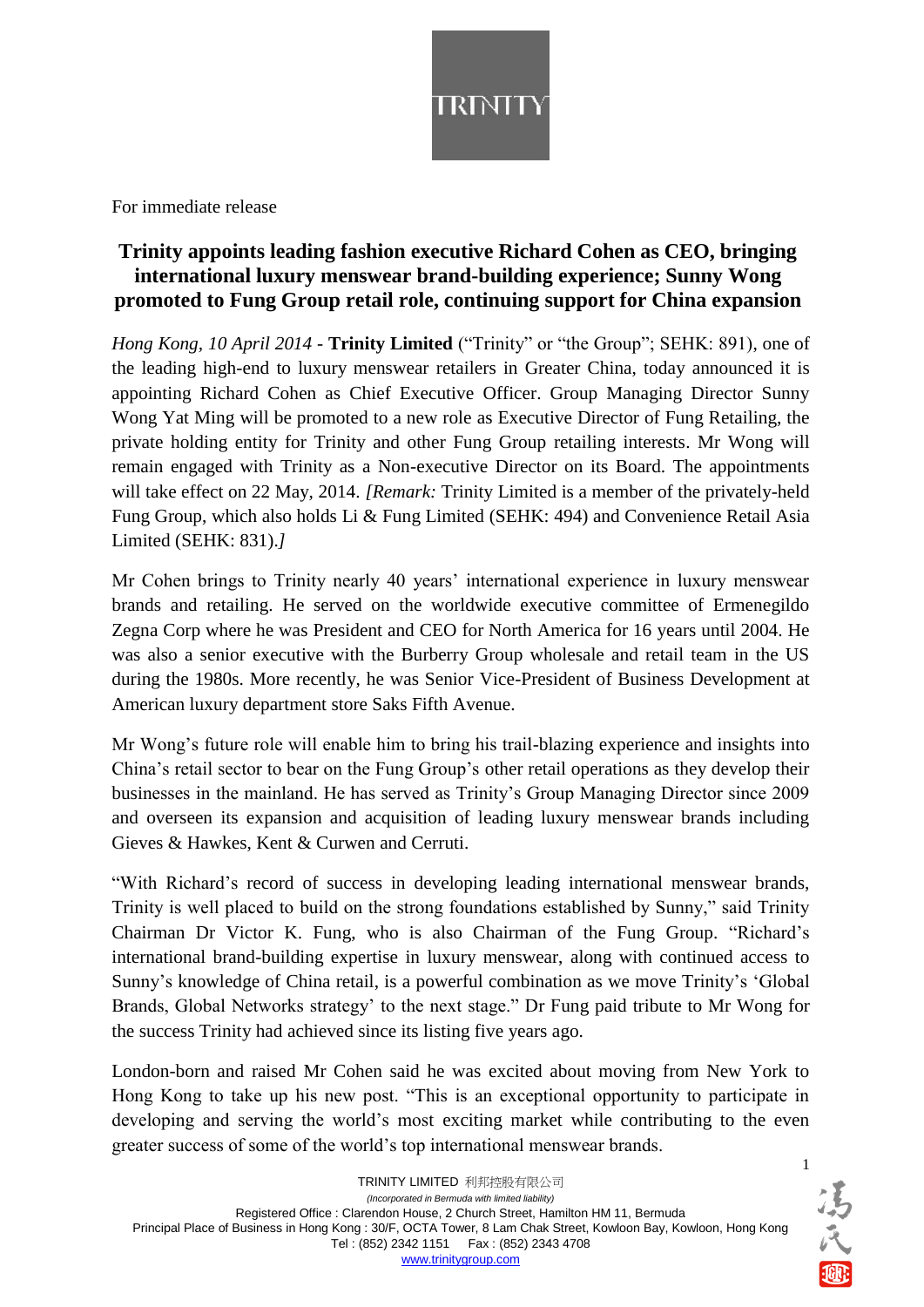For immediate release

# Trinity appoints leading fashion executive Richard Cohen as CEO, bringing international luxury menswear brand-building experience; Sunny Wong promoted to Fung Group retail role, continuing support for China expansion

*Hong Kong, 10 April 2014* - **Trinity Limited** ("Trinity" or "the Group"; SEHK: 891), one of the leading high-end to luxury menswear retailers in Greater China, today announced it is appointing Richard Cohen as Chief Executive Officer. Group Managing Director Sunny Wong Yat Ming will be promoted to a new role as Executive Director of Fung Retailing, the private holding entity for Trinity and other Fung Group retailing interests. Mr Wong will remain engaged with Trinity as a Non-executive Director on its Board. The appointments will take effect on 22 May, 2014. *[Remark:* Trinity Limited is a member of the privately-held Fung Group, which also holds Li & Fung Limited (SEHK: 494) and Convenience Retail Asia Limited (SEHK: 831).*]*

Mr Cohen brings to Trinity nearly 40 years' international experience in luxury menswear brands and retailing. He served on the worldwide executive committee of Ermenegildo Zegna Corp where he was President and CEO for North America for 16 years until 2004. He was also a senior executive with the Burberry Group wholesale and retail team in the US during the 1980s. More recently, he was Senior Vice-President of Business Development at American luxury department store Saks Fifth Avenue.

Mr Wong's future role will enable him to bring his trail-blazing experience and insights into China's retail sector to bear on the Fung Group's other retail operations as they develop their businesses in the mainland. He has served as Trinity's Group Managing Director since 2009 and overseen its expansion and acquisition of leading luxury menswear brands including Gieves & Hawkes, Kent & Curwen and Cerruti.

"With Richard's record of success in developing leading international menswear brands, Trinity is well placed to build on the strong foundations established by Sunny," said Trinity Chairman Dr Victor K. Fung, who is also Chairman of the Fung Group. "Richard's international brand-building expertise in luxury menswear, along with continued access to Sunny's knowledge of China retail, is a powerful combination as we move Trinity's 'Global Brands, Global Networks strategy' to the next stage." Dr Fung paid tribute to Mr Wong for the success Trinity had achieved since its listing five years ago.

London-born and raised Mr Cohen said he was excited about moving from New York to Hong Kong to take up his new post. "This is an exceptional opportunity to participate in developing and serving the world's most exciting market while contributing to the even greater success of some of the world's top international menswear brands.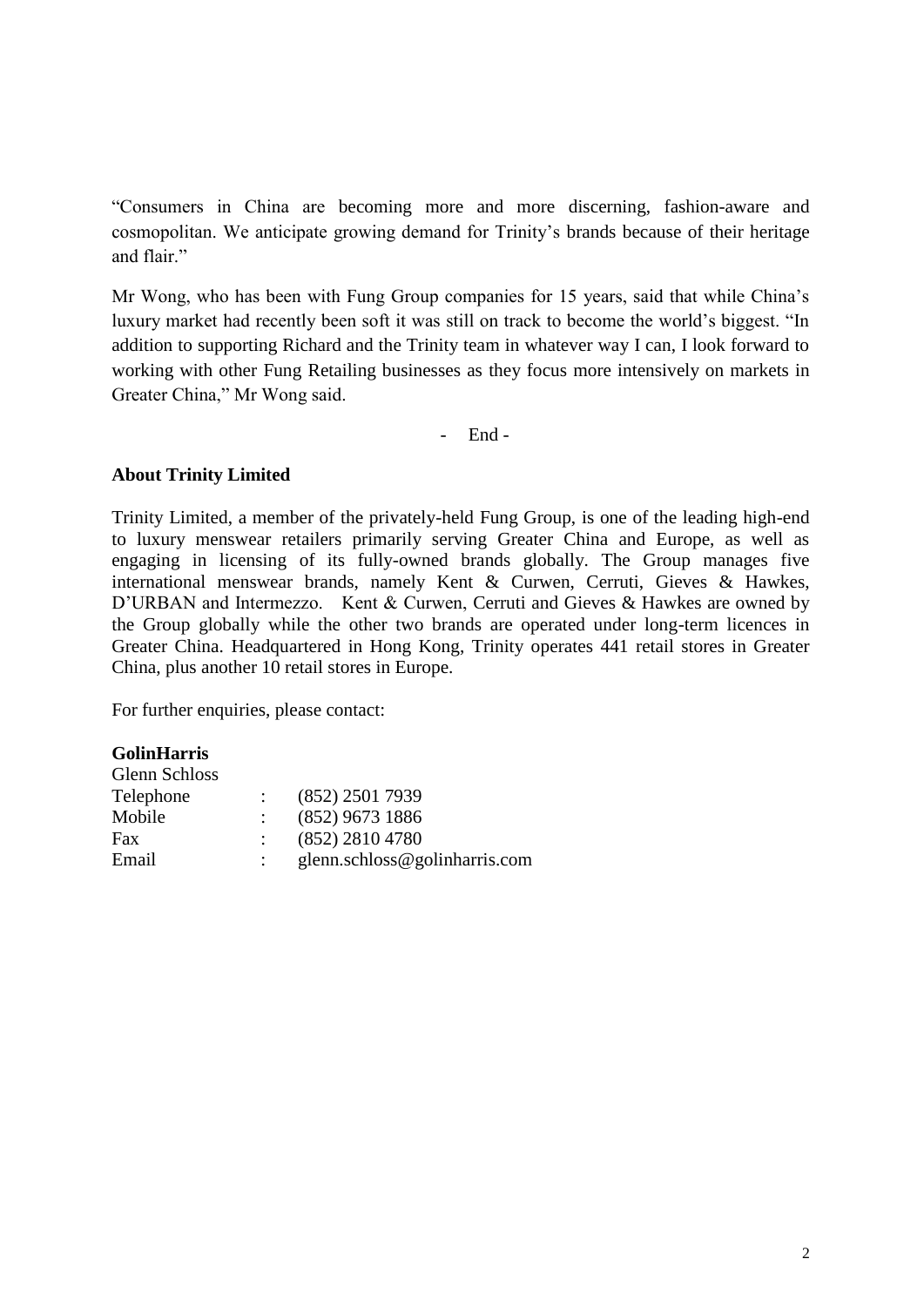"Consumers in China are becoming more and more discerning, fashion-aware and cosmopolitan. We anticipate growing demand for Trinity's brands because of their heritage and flair."

Mr Wong, who has been with Fung Group companies for 15 years, said that while China's luxury market had recently been soft it was still on track to become the world's biggest. "In addition to supporting Richard and the Trinity team in whatever way I can, I look forward to working with other Fung Retailing businesses as they focus more intensively on markets in Greater China," Mr Wong said.

- End -

**About Trinity Limited**

Trinity Limited, a member of the privately-held Fung Group, is one of the leading high-end to luxury menswear retailers primarily serving Greater China and Europe, as well as engaging in licensing of its fully-owned brands globally. The Group manages five international menswear brands, namely Kent & Curwen, Cerruti, Gieves & Hawkes, D'URBAN and Intermezzo. Kent & Curwen, Cerruti and Gieves & Hawkes are owned by the Group globally while the other two brands are operated under long-term licences in Greater China. Headquartered in Hong Kong, Trinity operates 441 retail stores in Greater China, plus another 10 retail stores in Europe.

For further enquiries, please contact:

**GolinHarris**
Glenn Schloss

| | | |
|---|---|---|
| Telephone | : | (852) 2501 7939 |
| Mobile | : | (852) 9673 1886 |
| Fax | : | (852) 2810 4780 |
| Email | : | glenn.schloss@golinharris.com |